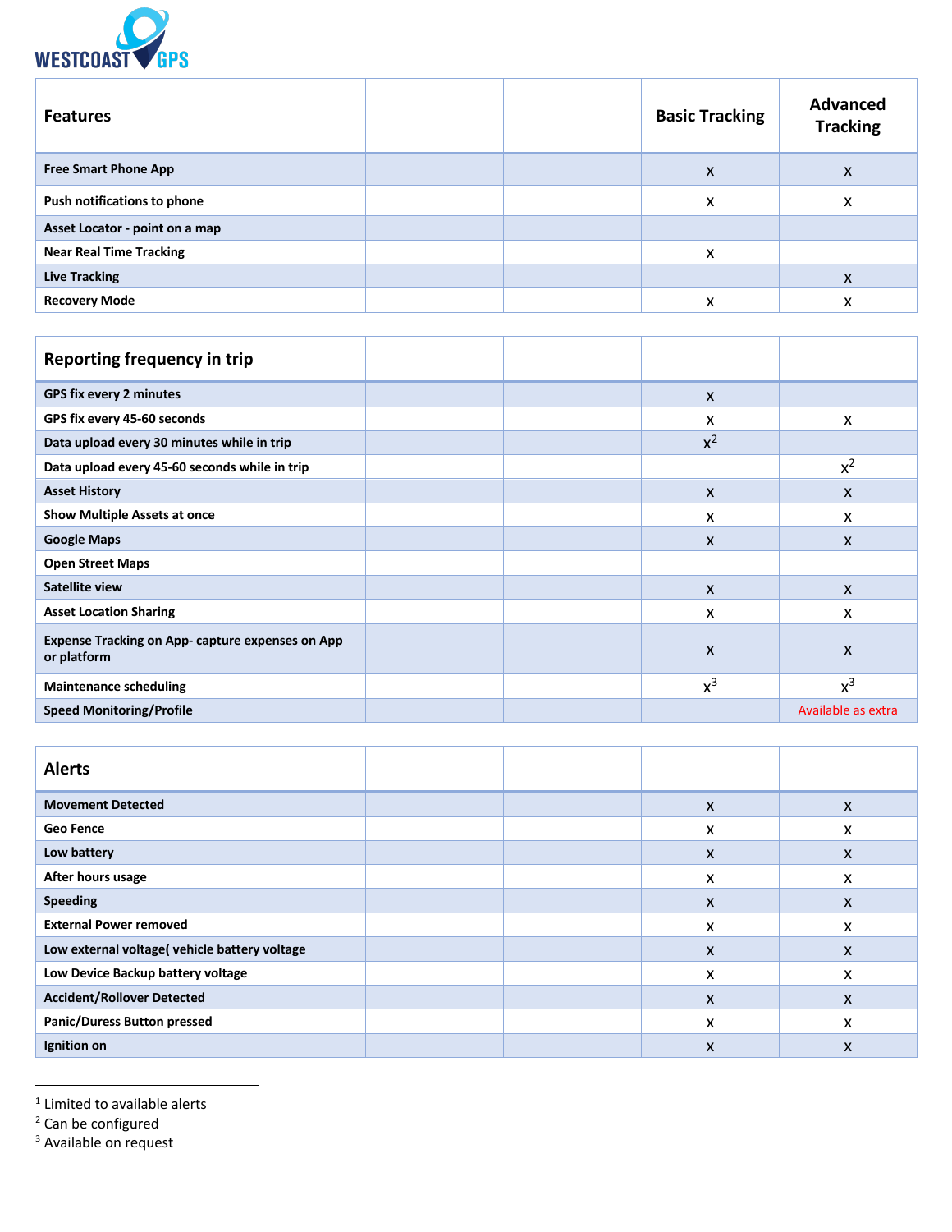WESTCOAST GPS

| Features | | | Basic Tracking | Advanced Tracking |
|---|---|---|---|---|
| Free Smart Phone App | | | x | x |
| Push notifications to phone | | | x | x |
| Asset Locator - point on a map | | | | |
| Near Real Time Tracking | | | x | |
| Live Tracking | | | | x |
| Recovery Mode | | | x | x |

| Reporting frequency in trip | | | | |
|---|---|---|---|---|
| GPS fix every 2 minutes | | | x | |
| GPS fix every 45-60 seconds | | | x | x |
| Data upload every 30 minutes while in trip | | | x[2] | |
| Data upload every 45-60 seconds while in trip | | | | x[2] |
| Asset History | | | x | x |
| Show Multiple Assets at once | | | x | x |
| Google Maps | | | x | x |
| Open Street Maps | | | | |
| Satellite view | | | x | x |
| Asset Location Sharing | | | x | x |
| Expense Tracking on App- capture expenses on App or platform | | | x | x |
| Maintenance scheduling | | | x[3] | x[3] |
| Speed Monitoring/Profile | | | | Available as extra |

| Alerts | | | | |
|---|---|---|---|---|
| Movement Detected | | | x | x |
| Geo Fence | | | x | x |
| Low battery | | | x | x |
| After hours usage | | | x | x |
| Speeding | | | x | x |
| External Power removed | | | x | x |
| Low external voltage( vehicle battery voltage | | | x | x |
| Low Device Backup battery voltage | | | x | x |
| Accident/Rollover Detected | | | x | x |
| Panic/Duress Button pressed | | | x | x |
| Ignition on | | | x | x |

---

[1] Limited to available alerts
[2] Can be configured
[3] Available on request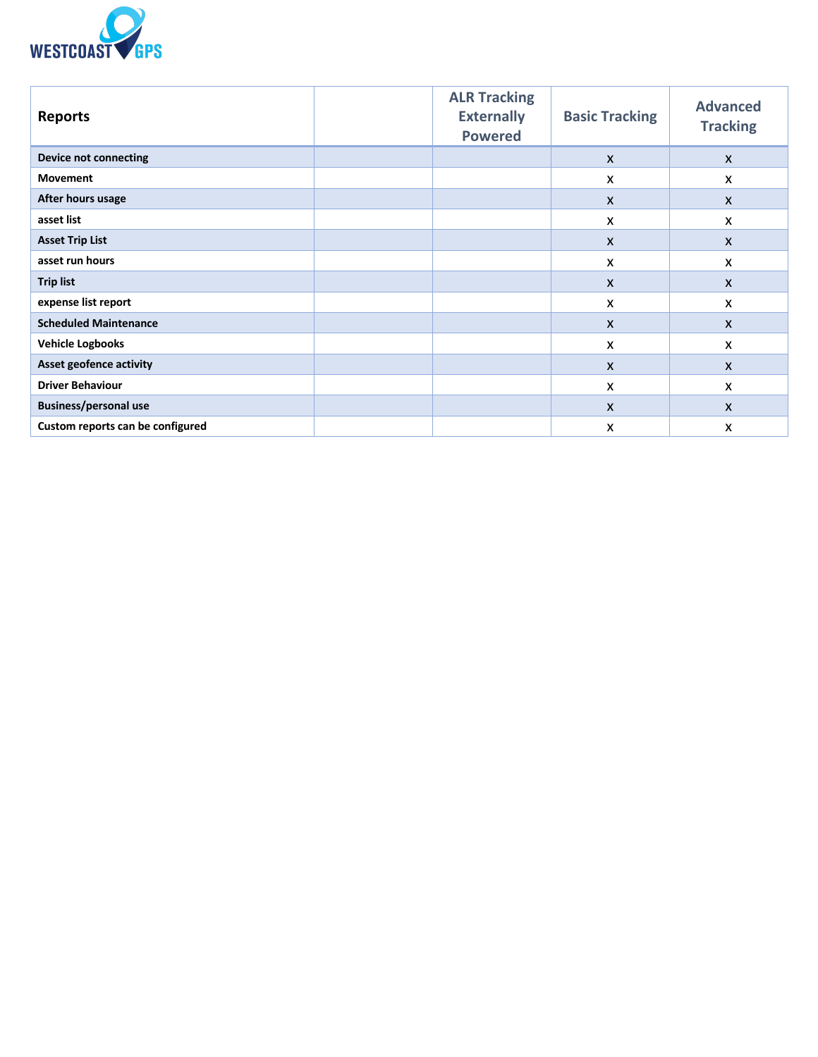| Reports | | ALR Tracking Externally Powered | Basic Tracking | Advanced Tracking |
|---|---|---|---|---|
| **Device not connecting** | | | x | x |
| **Movement** | | | x | x |
| **After hours usage** | | | x | x |
| **asset list** | | | x | x |
| **Asset Trip List** | | | x | x |
| **asset run hours** | | | x | x |
| **Trip list** | | | x | x |
| **expense list report** | | | x | x |
| **Scheduled Maintenance** | | | x | x |
| **Vehicle Logbooks** | | | x | x |
| **Asset geofence activity** | | | x | x |
| **Driver Behaviour** | | | x | x |
| **Business/personal use** | | | x | x |
| **Custom reports can be configured** | | | x | x |